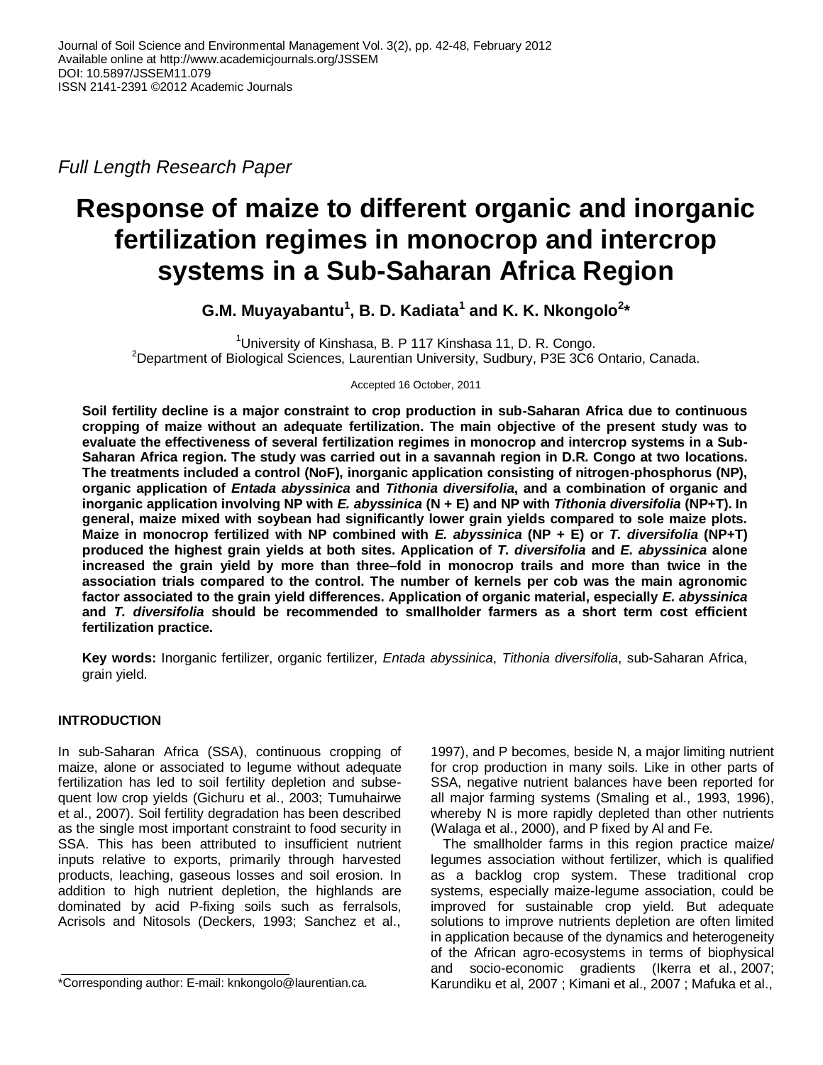Journal of Soil Science and Environmental Management Vol. 3(2), pp. 42-48, February 2012
Available online at http://www.academicjournals.org/JSSEM
DOI: 10.5897/JSSEM11.079
ISSN 2141-2391 ©2012 Academic Journals

*Full Length Research Paper*

# Response of maize to different organic and inorganic fertilization regimes in monocrop and intercrop systems in a Sub-Saharan Africa Region

**G.M. Muyayabantu[1], B. D. Kadiata[1] and K. K. Nkongolo[2]***

[1]University of Kinshasa, B. P 117 Kinshasa 11, D. R. Congo.
[2]Department of Biological Sciences, Laurentian University, Sudbury, P3E 3C6 Ontario, Canada.

Accepted 16 October, 2011

**Soil fertility decline is a major constraint to crop production in sub-Saharan Africa due to continuous cropping of maize without an adequate fertilization. The main objective of the present study was to evaluate the effectiveness of several fertilization regimes in monocrop and intercrop systems in a Sub-Saharan Africa region. The study was carried out in a savannah region in D.R. Congo at two locations. The treatments included a control (NoF), inorganic application consisting of nitrogen-phosphorus (NP), organic application of *Entada abyssinica* and *Tithonia diversifolia*, and a combination of organic and inorganic application involving NP with *E. abyssinica* (N + E) and NP with *Tithonia diversifolia* (NP+T). In general, maize mixed with soybean had significantly lower grain yields compared to sole maize plots. Maize in monocrop fertilized with NP combined with *E. abyssinica* (NP + E) or *T. diversifolia* (NP+T) produced the highest grain yields at both sites. Application of *T. diversifolia* and *E. abyssinica* alone increased the grain yield by more than three–fold in monocrop trails and more than twice in the association trials compared to the control. The number of kernels per cob was the main agronomic factor associated to the grain yield differences. Application of organic material, especially *E. abyssinica* and *T. diversifolia* should be recommended to smallholder farmers as a short term cost efficient fertilization practice.**

**Key words:** Inorganic fertilizer, organic fertilizer, *Entada abyssinica*, *Tithonia diversifolia*, sub-Saharan Africa, grain yield.

## INTRODUCTION

In sub-Saharan Africa (SSA), continuous cropping of maize, alone or associated to legume without adequate fertilization has led to soil fertility depletion and subsequent low crop yields (Gichuru et al., 2003; Tumuhairwe et al., 2007). Soil fertility degradation has been described as the single most important constraint to food security in SSA. This has been attributed to insufficient nutrient inputs relative to exports, primarily through harvested products, leaching, gaseous losses and soil erosion. In addition to high nutrient depletion, the highlands are dominated by acid P-fixing soils such as ferralsols, Acrisols and Nitosols (Deckers, 1993; Sanchez et al., 1997), and P becomes, beside N, a major limiting nutrient for crop production in many soils. Like in other parts of SSA, negative nutrient balances have been reported for all major farming systems (Smaling et al., 1993, 1996), whereby N is more rapidly depleted than other nutrients (Walaga et al., 2000), and P fixed by Al and Fe.

The smallholder farms in this region practice maize/legumes association without fertilizer, which is qualified as a backlog crop system. These traditional crop systems, especially maize-legume association, could be improved for sustainable crop yield. But adequate solutions to improve nutrients depletion are often limited in application because of the dynamics and heterogeneity of the African agro-ecosystems in terms of biophysical and socio-economic gradients (Ikerra et al., 2007; Karundiku et al, 2007 ; Kimani et al., 2007 ; Mafuka et al.,

*Corresponding author: E-mail: knkongolo@laurentian.ca.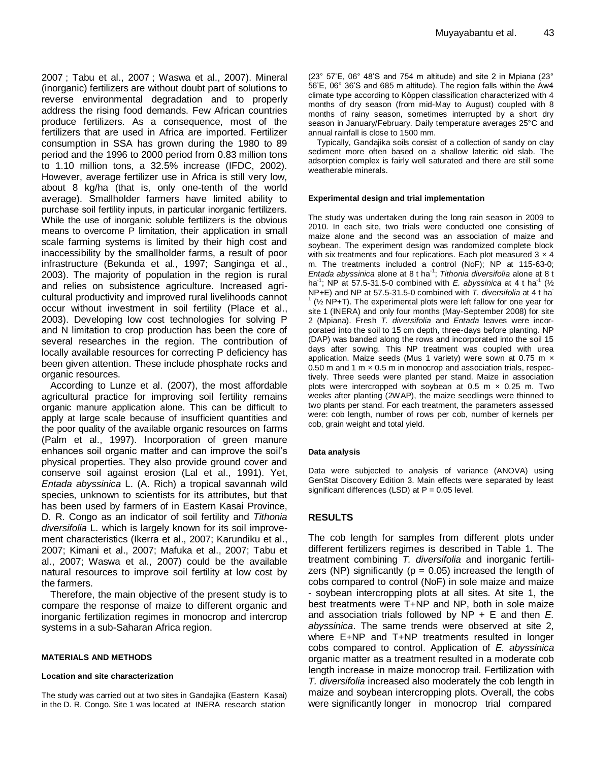2007 ; Tabu et al., 2007 ; Waswa et al., 2007). Mineral (inorganic) fertilizers are without doubt part of solutions to reverse environmental degradation and to properly address the rising food demands. Few African countries produce fertilizers. As a consequence, most of the fertilizers that are used in Africa are imported. Fertilizer consumption in SSA has grown during the 1980 to 89 period and the 1996 to 2000 period from 0.83 million tons to 1.10 million tons, a 32.5% increase (IFDC, 2002). However, average fertilizer use in Africa is still very low, about 8 kg/ha (that is, only one-tenth of the world average). Smallholder farmers have limited ability to purchase soil fertility inputs, in particular inorganic fertilizers. While the use of inorganic soluble fertilizers is the obvious means to overcome P limitation, their application in small scale farming systems is limited by their high cost and inaccessibility by the smallholder farms, a result of poor infrastructure (Bekunda et al., 1997; Sanginga et al., 2003). The majority of population in the region is rural and relies on subsistence agriculture. Increased agricultural productivity and improved rural livelihoods cannot occur without investment in soil fertility (Place et al., 2003). Developing low cost technologies for solving P and N limitation to crop production has been the core of several researches in the region. The contribution of locally available resources for correcting P deficiency has been given attention. These include phosphate rocks and organic resources.

According to Lunze et al. (2007), the most affordable agricultural practice for improving soil fertility remains organic manure application alone. This can be difficult to apply at large scale because of insufficient quantities and the poor quality of the available organic resources on farms (Palm et al., 1997). Incorporation of green manure enhances soil organic matter and can improve the soil's physical properties. They also provide ground cover and conserve soil against erosion (Lal et al., 1991). Yet, *Entada abyssinica* L. (A. Rich) a tropical savannah wild species, unknown to scientists for its attributes, but that has been used by farmers of in Eastern Kasai Province, D. R. Congo as an indicator of soil fertility and *Tithonia diversifolia* L. which is largely known for its soil improvement characteristics (Ikerra et al., 2007; Karundiku et al., 2007; Kimani et al., 2007; Mafuka et al., 2007; Tabu et al., 2007; Waswa et al., 2007) could be the available natural resources to improve soil fertility at low cost by the farmers.

Therefore, the main objective of the present study is to compare the response of maize to different organic and inorganic fertilization regimes in monocrop and intercrop systems in a sub-Saharan Africa region.

## MATERIALS AND METHODS

### Location and site characterization

The study was carried out at two sites in Gandajika (Eastern Kasai) in the D. R. Congo. Site 1 was located at INERA research station (23° 57'E, 06° 48'S and 754 m altitude) and site 2 in Mpiana (23° 56'E, 06° 36'S and 685 m altitude). The region falls within the Aw4 climate type according to Köppen classification characterized with 4 months of dry season (from mid-May to August) coupled with 8 months of rainy season, sometimes interrupted by a short dry season in January/February. Daily temperature averages 25°C and annual rainfall is close to 1500 mm.

Typically, Gandajika soils consist of a collection of sandy on clay sediment more often based on a shallow lateritic old slab. The adsorption complex is fairly well saturated and there are still some weatherable minerals.

### Experimental design and trial implementation

The study was undertaken during the long rain season in 2009 to 2010. In each site, two trials were conducted one consisting of maize alone and the second was an association of maize and soybean. The experiment design was randomized complete block with six treatments and four replications. Each plot measured 3 × 4 m. The treatments included a control (NoF); NP at 115-63-0; *Entada abyssinica* alone at 8 t $ha^{-1}$; *Tithonia diversifolia* alone at 8 t $ha^{-1}$; NP at 57.5-31.5-0 combined with *E. abyssinica* at 4 t $ha^{-1}$ (½ NP+E) and NP at 57.5-31.5-0 combined with *T. diversifolia* at 4 t $ha^{-1}$ (½ NP+T). The experimental plots were left fallow for one year for site 1 (INERA) and only four months (May-September 2008) for site 2 (Mpiana). Fresh *T. diversifolia* and *Entada* leaves were incorporated into the soil to 15 cm depth, three-days before planting. NP (DAP) was banded along the rows and incorporated into the soil 15 days after sowing. This NP treatment was coupled with urea application. Maize seeds (Mus 1 variety) were sown at 0.75 m × 0.50 m and 1 m × 0.5 m in monocrop and association trials, respectively. Three seeds were planted per stand. Maize in association plots were intercropped with soybean at 0.5 m × 0.25 m. Two weeks after planting (2WAP), the maize seedlings were thinned to two plants per stand. For each treatment, the parameters assessed were: cob length, number of rows per cob, number of kernels per cob, grain weight and total yield.

### Data analysis

Data were subjected to analysis of variance (ANOVA) using GenStat Discovery Edition 3. Main effects were separated by least significant differences (LSD) at P = 0.05 level.

## RESULTS

The cob length for samples from different plots under different fertilizers regimes is described in Table 1. The treatment combining *T. diversifolia* and inorganic fertilizers (NP) significantly (p = 0.05) increased the length of cobs compared to control (NoF) in sole maize and maize - soybean intercropping plots at all sites. At site 1, the best treatments were T+NP and NP, both in sole maize and association trials followed by NP + E and then *E. abyssinica*. The same trends were observed at site 2, where E+NP and T+NP treatments resulted in longer cobs compared to control. Application of *E. abyssinica* organic matter as a treatment resulted in a moderate cob length increase in maize monocrop trail. Fertilization with *T. diversifolia* increased also moderately the cob length in maize and soybean intercropping plots. Overall, the cobs were significantly longer in monocrop trial compared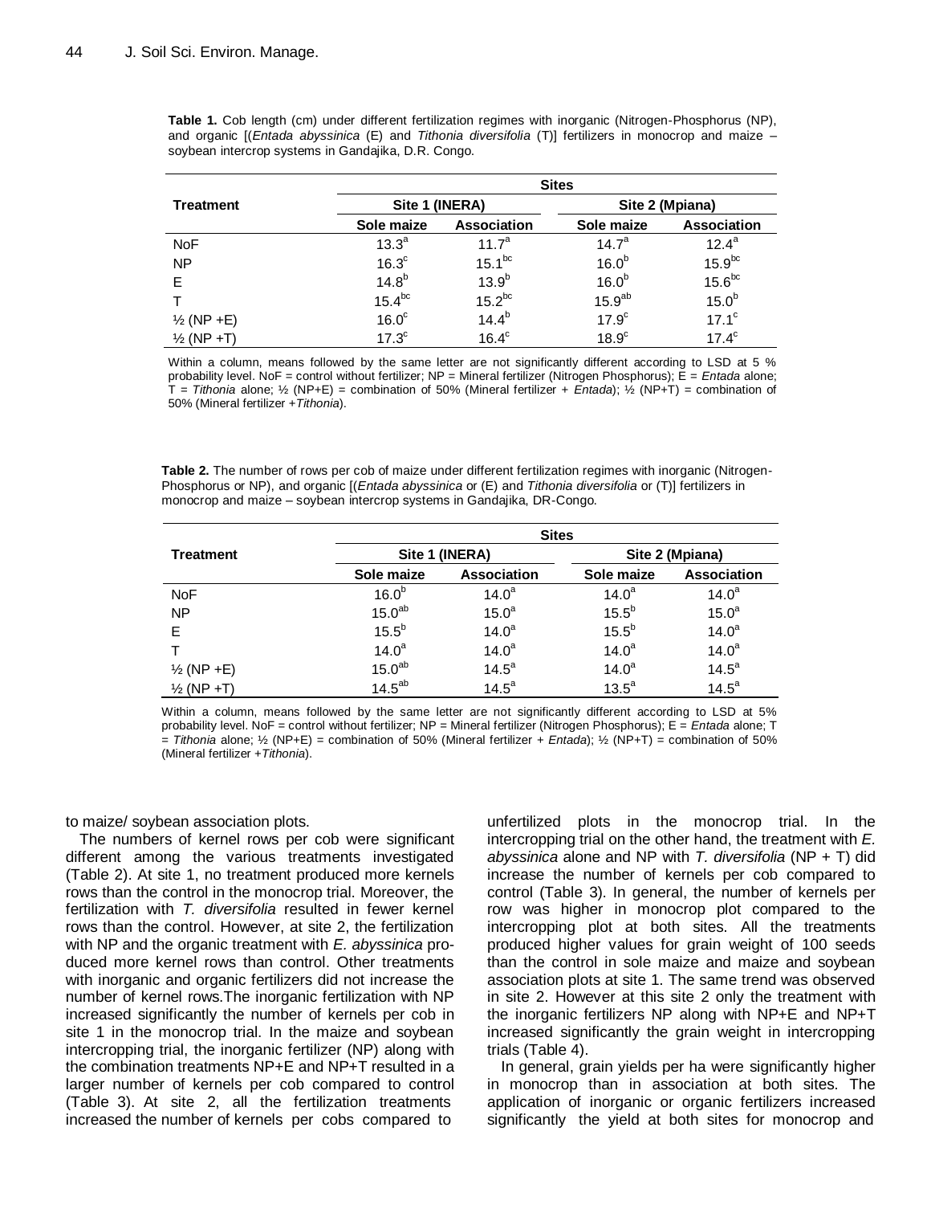**Table 1.** Cob length (cm) under different fertilization regimes with inorganic (Nitrogen-Phosphorus (NP), and organic [(*Entada abyssinica* (E) and *Tithonia diversifolia* (T)] fertilizers in monocrop and maize – soybean intercrop systems in Gandajika, D.R. Congo.

| Treatment | Sites | | | |
|---|---|---|---|---|
| | Site 1 (INERA) | | Site 2 (Mpiana) | |
| | Sole maize | Association | Sole maize | Association |
| NoF | $13.3^{a}$ | $11.7^{a}$ | $14.7^{a}$ | $12.4^{a}$ |
| NP | $16.3^{c}$ | $15.1^{bc}$ | $16.0^{b}$ | $15.9^{bc}$ |
| E | $14.8^{b}$ | $13.9^{b}$ | $16.0^{b}$ | $15.6^{bc}$ |
| T | $15.4^{bc}$ | $15.2^{bc}$ | $15.9^{ab}$ | $15.0^{b}$ |
| ½ (NP +E) | $16.0^{c}$ | $14.4^{b}$ | $17.9^{c}$ | $17.1^{c}$ |
| ½ (NP +T) | $17.3^{c}$ | $16.4^{c}$ | $18.9^{c}$ | $17.4^{c}$ |

Within a column, means followed by the same letter are not significantly different according to LSD at 5 % probability level. NoF = control without fertilizer; NP = Mineral fertilizer (Nitrogen Phosphorus); E = *Entada* alone; T = *Tithonia* alone; ½ (NP+E) = combination of 50% (Mineral fertilizer + *Entada*); ½ (NP+T) = combination of 50% (Mineral fertilizer +*Tithonia*).

**Table 2.** The number of rows per cob of maize under different fertilization regimes with inorganic (Nitrogen-Phosphorus or NP), and organic [(*Entada abyssinica* or (E) and *Tithonia diversifolia* or (T)] fertilizers in monocrop and maize – soybean intercrop systems in Gandajika, DR-Congo.

| Treatment | Sites | | | |
|---|---|---|---|---|
| | Site 1 (INERA) | | Site 2 (Mpiana) | |
| | Sole maize | Association | Sole maize | Association |
| NoF | $16.0^{b}$ | $14.0^{a}$ | $14.0^{a}$ | $14.0^{a}$ |
| NP | $15.0^{ab}$ | $15.0^{a}$ | $15.5^{b}$ | $15.0^{a}$ |
| E | $15.5^{b}$ | $14.0^{a}$ | $15.5^{b}$ | $14.0^{a}$ |
| T | $14.0^{a}$ | $14.0^{a}$ | $14.0^{a}$ | $14.0^{a}$ |
| ½ (NP +E) | $15.0^{ab}$ | $14.5^{a}$ | $14.0^{a}$ | $14.5^{a}$ |
| ½ (NP +T) | $14.5^{ab}$ | $14.5^{a}$ | $13.5^{a}$ | $14.5^{a}$ |

Within a column, means followed by the same letter are not significantly different according to LSD at 5% probability level. NoF = control without fertilizer; NP = Mineral fertilizer (Nitrogen Phosphorus); E = *Entada* alone; T = *Tithonia* alone; ½ (NP+E) = combination of 50% (Mineral fertilizer + *Entada*); ½ (NP+T) = combination of 50% (Mineral fertilizer +*Tithonia*).

to maize/ soybean association plots.

The numbers of kernel rows per cob were significant different among the various treatments investigated (Table 2). At site 1, no treatment produced more kernels rows than the control in the monocrop trial. Moreover, the fertilization with *T. diversifolia* resulted in fewer kernel rows than the control. However, at site 2, the fertilization with NP and the organic treatment with *E. abyssinica* produced more kernel rows than control. Other treatments with inorganic and organic fertilizers did not increase the number of kernel rows.The inorganic fertilization with NP increased significantly the number of kernels per cob in site 1 in the monocrop trial. In the maize and soybean intercropping trial, the inorganic fertilizer (NP) along with the combination treatments NP+E and NP+T resulted in a larger number of kernels per cob compared to control (Table 3). At site 2, all the fertilization treatments increased the number of kernels per cobs compared to unfertilized plots in the monocrop trial. In the intercropping trial on the other hand, the treatment with *E. abyssinica* alone and NP with *T. diversifolia* (NP + T) did increase the number of kernels per cob compared to control (Table 3). In general, the number of kernels per row was higher in monocrop plot compared to the intercropping plot at both sites. All the treatments produced higher values for grain weight of 100 seeds than the control in sole maize and maize and soybean association plots at site 1. The same trend was observed in site 2. However at this site 2 only the treatment with the inorganic fertilizers NP along with NP+E and NP+T increased significantly the grain weight in intercropping trials (Table 4).

In general, grain yields per ha were significantly higher in monocrop than in association at both sites. The application of inorganic or organic fertilizers increased significantly the yield at both sites for monocrop and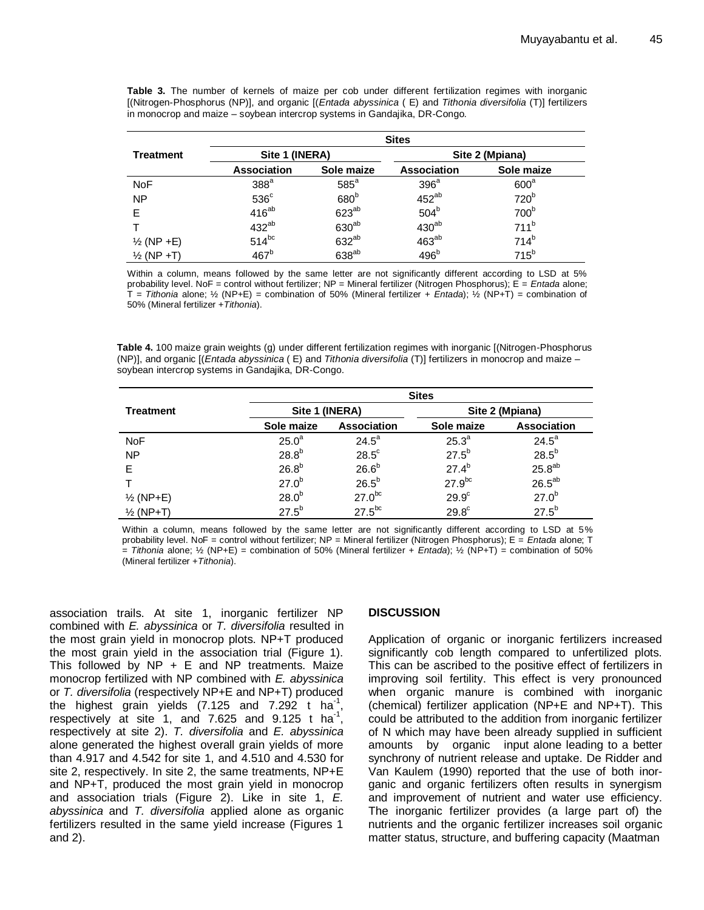**Table 3.** The number of kernels of maize per cob under different fertilization regimes with inorganic [(Nitrogen-Phosphorus (NP)], and organic [(*Entada abyssinica* ( E) and *Tithonia diversifolia* (T)] fertilizers in monocrop and maize – soybean intercrop systems in Gandajika, DR-Congo.

| Treatment | Sites | | | |
|---|---|---|---|---|
| | Site 1 (INERA) | | Site 2 (Mpiana) | |
| | Association | Sole maize | Association | Sole maize |
| NoF | $388^{a}$ | $585^{a}$ | $396^{a}$ | $600^{a}$ |
| NP | $536^{c}$ | $680^{b}$ | $452^{ab}$ | $720^{b}$ |
| E | $416^{ab}$ | $623^{ab}$ | $504^{b}$ | $700^{b}$ |
| T | $432^{ab}$ | $630^{ab}$ | $430^{ab}$ | $711^{b}$ |
| ½ (NP +E) | $514^{bc}$ | $632^{ab}$ | $463^{ab}$ | $714^{b}$ |
| ½ (NP +T) | $467^{b}$ | $638^{ab}$ | $496^{b}$ | $715^{b}$ |

Within a column, means followed by the same letter are not significantly different according to LSD at 5% probability level. NoF = control without fertilizer; NP = Mineral fertilizer (Nitrogen Phosphorus); E = *Entada* alone; T = *Tithonia* alone; ½ (NP+E) = combination of 50% (Mineral fertilizer + *Entada*); ½ (NP+T) = combination of 50% (Mineral fertilizer +*Tithonia*).

**Table 4.** 100 maize grain weights (g) under different fertilization regimes with inorganic [(Nitrogen-Phosphorus (NP)], and organic [(*Entada abyssinica* ( E) and *Tithonia diversifolia* (T)] fertilizers in monocrop and maize – soybean intercrop systems in Gandajika, DR-Congo.

| Treatment | Sites | | | |
|---|---|---|---|---|
| | Site 1 (INERA) | | Site 2 (Mpiana) | |
| | Sole maize | Association | Sole maize | Association |
| NoF | $25.0^{a}$ | $24.5^{a}$ | $25.3^{a}$ | $24.5^{a}$ |
| NP | $28.8^{b}$ | $28.5^{c}$ | $27.5^{b}$ | $28.5^{b}$ |
| E | $26.8^{b}$ | $26.6^{b}$ | $27.4^{b}$ | $25.8^{ab}$ |
| T | $27.0^{b}$ | $26.5^{b}$ | $27.9^{bc}$ | $26.5^{ab}$ |
| ½ (NP+E) | $28.0^{b}$ | $27.0^{bc}$ | $29.9^{c}$ | $27.0^{b}$ |
| ½ (NP+T) | $27.5^{b}$ | $27.5^{bc}$ | $29.8^{c}$ | $27.5^{b}$ |

Within a column, means followed by the same letter are not significantly different according to LSD at 5% probability level. NoF = control without fertilizer; NP = Mineral fertilizer (Nitrogen Phosphorus); E = *Entada* alone; T = *Tithonia* alone; ½ (NP+E) = combination of 50% (Mineral fertilizer + *Entada*); ½ (NP+T) = combination of 50% (Mineral fertilizer +*Tithonia*).

association trails. At site 1, inorganic fertilizer NP combined with *E. abyssinica* or *T. diversifolia* resulted in the most grain yield in monocrop plots. NP+T produced the most grain yield in the association trial (Figure 1). This followed by NP + E and NP treatments. Maize monocrop fertilized with NP combined with *E. abyssinica* or *T. diversifolia* (respectively NP+E and NP+T) produced the highest grain yields (7.125 and 7.292 t $ha^{-1}$, respectively at site 1, and 7.625 and 9.125 t $ha^{-1}$, respectively at site 2). *T. diversifolia* and *E. abyssinica* alone generated the highest overall grain yields of more than 4.917 and 4.542 for site 1, and 4.510 and 4.530 for site 2, respectively. In site 2, the same treatments, NP+E and NP+T, produced the most grain yield in monocrop and association trials (Figure 2). Like in site 1, *E. abyssinica* and *T. diversifolia* applied alone as organic fertilizers resulted in the same yield increase (Figures 1 and 2).

## DISCUSSION

Application of organic or inorganic fertilizers increased significantly cob length compared to unfertilized plots. This can be ascribed to the positive effect of fertilizers in improving soil fertility. This effect is very pronounced when organic manure is combined with inorganic (chemical) fertilizer application (NP+E and NP+T). This could be attributed to the addition from inorganic fertilizer of N which may have been already supplied in sufficient amounts by organic input alone leading to a better synchrony of nutrient release and uptake. De Ridder and Van Kaulem (1990) reported that the use of both inorganic and organic fertilizers often results in synergism and improvement of nutrient and water use efficiency. The inorganic fertilizer provides (a large part of) the nutrients and the organic fertilizer increases soil organic matter status, structure, and buffering capacity (Maatman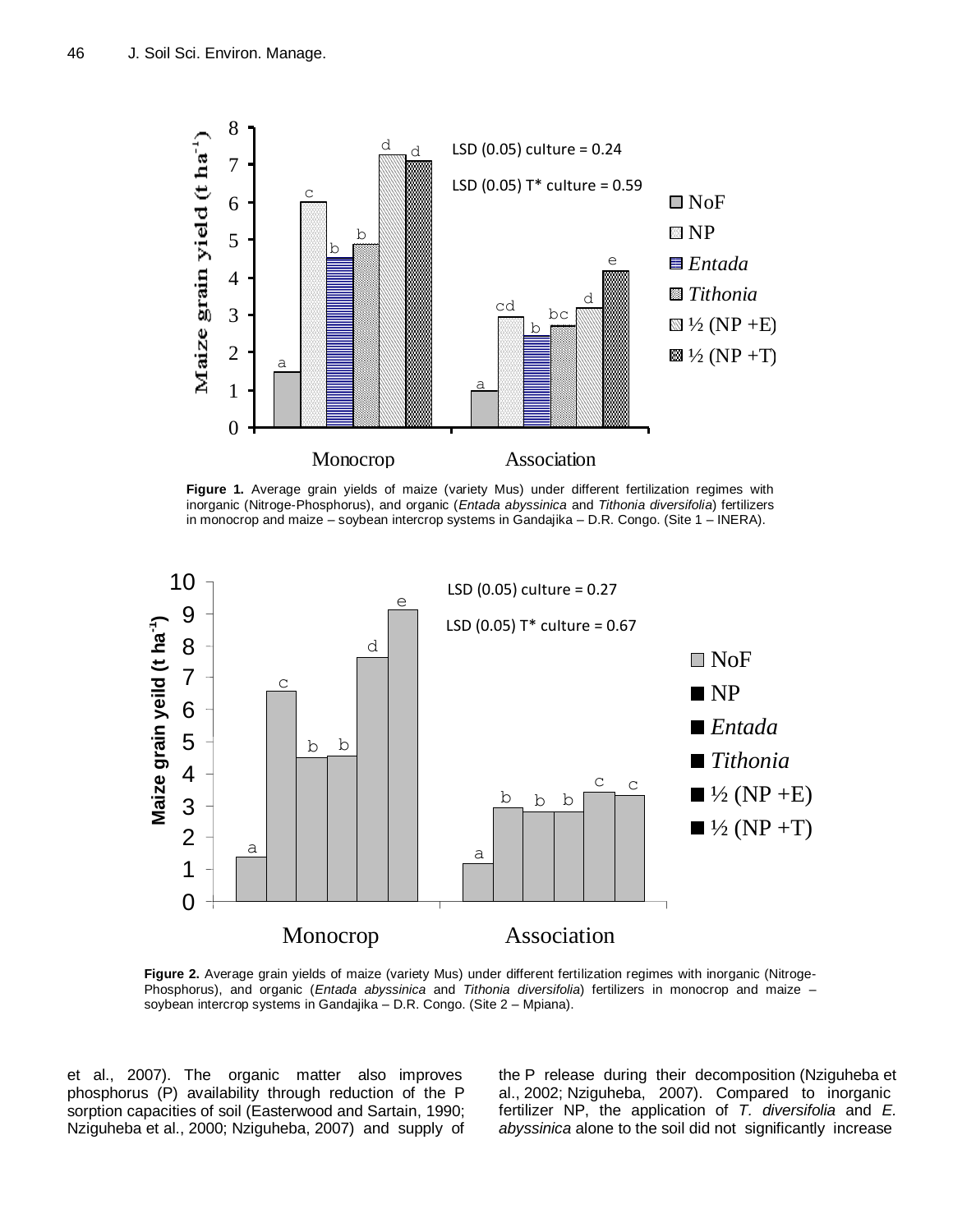Figure 1. Average grain yields of maize (variety Mus) under different fertilization regimes with inorganic (Nitroge-Phosphorus), and organic (*Entada abyssinica* and *Tithonia diversifolia*) fertilizers in monocrop and maize – soybean intercrop systems in Gandajika – D.R. Congo. (Site 1 – INERA).

Figure 2. Average grain yields of maize (variety Mus) under different fertilization regimes with inorganic (Nitroge-Phosphorus), and organic (*Entada abyssinica* and *Tithonia diversifolia*) fertilizers in monocrop and maize – soybean intercrop systems in Gandajika – D.R. Congo. (Site 2 – Mpiana).

et al., 2007). The organic matter also improves phosphorus (P) availability through reduction of the P sorption capacities of soil (Easterwood and Sartain, 1990; Nziguheba et al., 2000; Nziguheba, 2007) and supply of the P release during their decomposition (Nziguheba et al., 2002; Nziguheba, 2007). Compared to inorganic fertilizer NP, the application of *T. diversifolia* and *E. abyssinica* alone to the soil did not significantly increase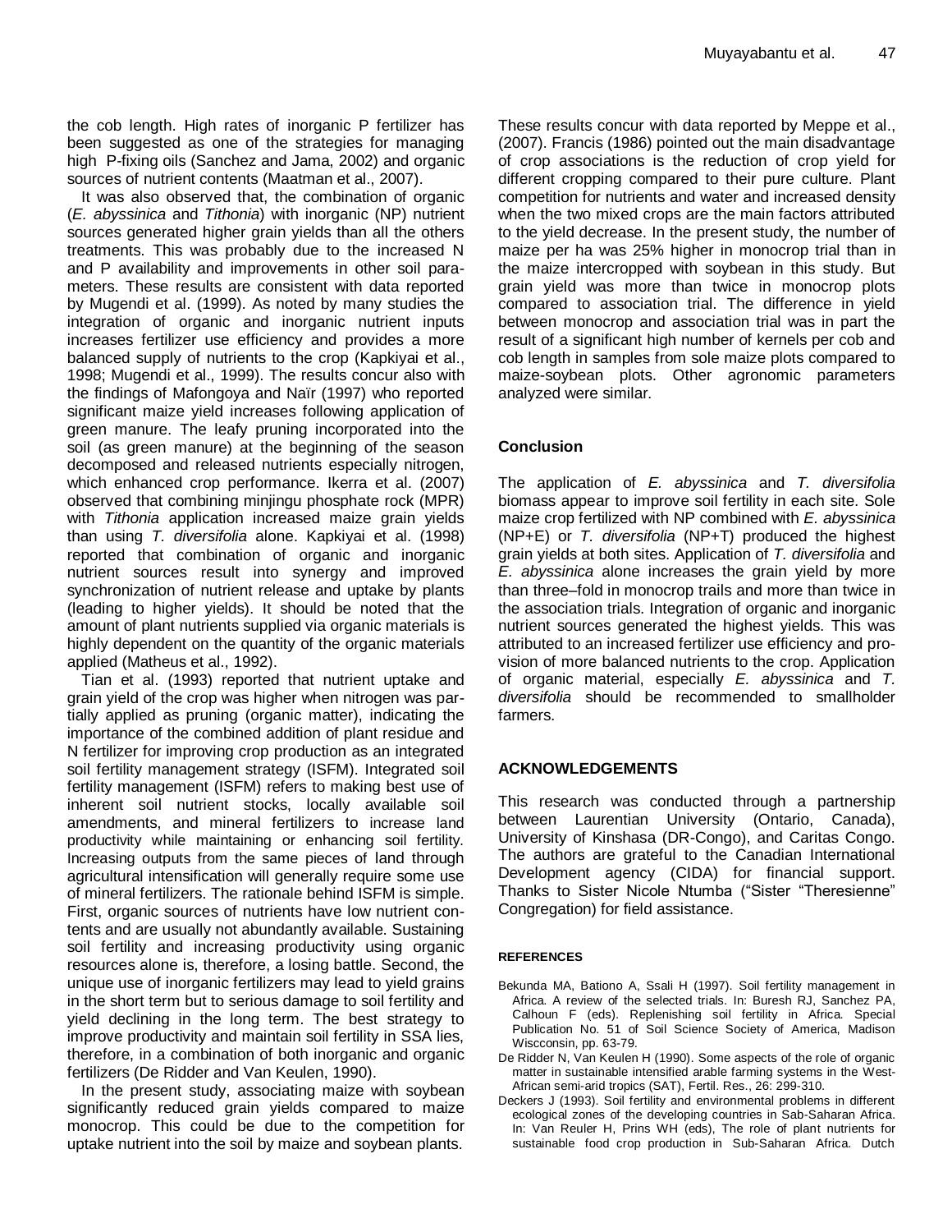the cob length. High rates of inorganic P fertilizer has been suggested as one of the strategies for managing high P-fixing oils (Sanchez and Jama, 2002) and organic sources of nutrient contents (Maatman et al., 2007).

It was also observed that, the combination of organic (*E. abyssinica* and *Tithonia*) with inorganic (NP) nutrient sources generated higher grain yields than all the others treatments. This was probably due to the increased N and P availability and improvements in other soil parameters. These results are consistent with data reported by Mugendi et al. (1999). As noted by many studies the integration of organic and inorganic nutrient inputs increases fertilizer use efficiency and provides a more balanced supply of nutrients to the crop (Kapkiyai et al., 1998; Mugendi et al., 1999). The results concur also with the findings of Mafongoya and Naïr (1997) who reported significant maize yield increases following application of green manure. The leafy pruning incorporated into the soil (as green manure) at the beginning of the season decomposed and released nutrients especially nitrogen, which enhanced crop performance. Ikerra et al. (2007) observed that combining minjingu phosphate rock (MPR) with *Tithonia* application increased maize grain yields than using *T. diversifolia* alone. Kapkiyai et al. (1998) reported that combination of organic and inorganic nutrient sources result into synergy and improved synchronization of nutrient release and uptake by plants (leading to higher yields). It should be noted that the amount of plant nutrients supplied via organic materials is highly dependent on the quantity of the organic materials applied (Matheus et al., 1992).

Tian et al. (1993) reported that nutrient uptake and grain yield of the crop was higher when nitrogen was partially applied as pruning (organic matter), indicating the importance of the combined addition of plant residue and N fertilizer for improving crop production as an integrated soil fertility management strategy (ISFM). Integrated soil fertility management (ISFM) refers to making best use of inherent soil nutrient stocks, locally available soil amendments, and mineral fertilizers to increase land productivity while maintaining or enhancing soil fertility. Increasing outputs from the same pieces of land through agricultural intensification will generally require some use of mineral fertilizers. The rationale behind ISFM is simple. First, organic sources of nutrients have low nutrient contents and are usually not abundantly available. Sustaining soil fertility and increasing productivity using organic resources alone is, therefore, a losing battle. Second, the unique use of inorganic fertilizers may lead to yield grains in the short term but to serious damage to soil fertility and yield declining in the long term. The best strategy to improve productivity and maintain soil fertility in SSA lies, therefore, in a combination of both inorganic and organic fertilizers (De Ridder and Van Keulen, 1990).

In the present study, associating maize with soybean significantly reduced grain yields compared to maize monocrop. This could be due to the competition for uptake nutrient into the soil by maize and soybean plants. These results concur with data reported by Meppe et al., (2007). Francis (1986) pointed out the main disadvantage of crop associations is the reduction of crop yield for different cropping compared to their pure culture. Plant competition for nutrients and water and increased density when the two mixed crops are the main factors attributed to the yield decrease. In the present study, the number of maize per ha was 25% higher in monocrop trial than in the maize intercropped with soybean in this study. But grain yield was more than twice in monocrop plots compared to association trial. The difference in yield between monocrop and association trial was in part the result of a significant high number of kernels per cob and cob length in samples from sole maize plots compared to maize-soybean plots. Other agronomic parameters analyzed were similar.

## Conclusion

The application of *E. abyssinica* and *T. diversifolia* biomass appear to improve soil fertility in each site. Sole maize crop fertilized with NP combined with *E. abyssinica* (NP+E) or *T. diversifolia* (NP+T) produced the highest grain yields at both sites. Application of *T. diversifolia* and *E. abyssinica* alone increases the grain yield by more than three–fold in monocrop trails and more than twice in the association trials. Integration of organic and inorganic nutrient sources generated the highest yields. This was attributed to an increased fertilizer use efficiency and provision of more balanced nutrients to the crop. Application of organic material, especially *E. abyssinica* and *T. diversifolia* should be recommended to smallholder farmers.

## ACKNOWLEDGEMENTS

This research was conducted through a partnership between Laurentian University (Ontario, Canada), University of Kinshasa (DR-Congo), and Caritas Congo. The authors are grateful to the Canadian International Development agency (CIDA) for financial support. Thanks to Sister Nicole Ntumba ("Sister "Theresienne" Congregation) for field assistance.

## REFERENCES

Bekunda MA, Bationo A, Ssali H (1997). Soil fertility management in Africa. A review of the selected trials. In: Buresh RJ, Sanchez PA, Calhoun F (eds). Replenishing soil fertility in Africa. Special Publication No. 51 of Soil Science Society of America, Madison Wiscconsin, pp. 63-79.

De Ridder N, Van Keulen H (1990). Some aspects of the role of organic matter in sustainable intensified arable farming systems in the West-African semi-arid tropics (SAT), Fertil. Res., 26: 299-310.

Deckers J (1993). Soil fertility and environmental problems in different ecological zones of the developing countries in Sab-Saharan Africa. In: Van Reuler H, Prins WH (eds), The role of plant nutrients for sustainable food crop production in Sub-Saharan Africa. Dutch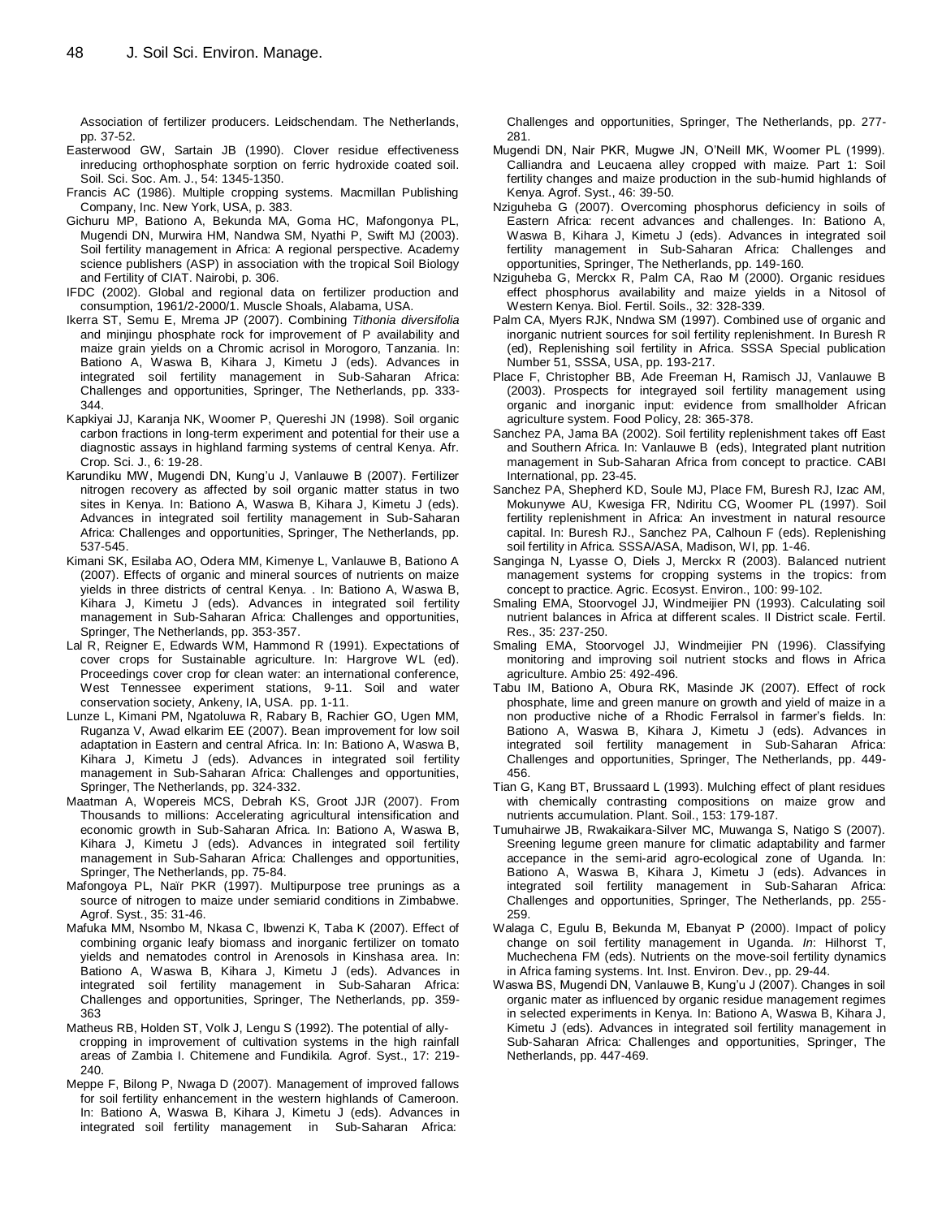Association of fertilizer producers. Leidschendam. The Netherlands, pp. 37-52.

Easterwood GW, Sartain JB (1990). Clover residue effectiveness inreducing orthophosphate sorption on ferric hydroxide coated soil. Soil. Sci. Soc. Am. J., 54: 1345-1350.

Francis AC (1986). Multiple cropping systems. Macmillan Publishing Company, Inc. New York, USA, p. 383.

Gichuru MP, Bationo A, Bekunda MA, Goma HC, Mafongonya PL, Mugendi DN, Murwira HM, Nandwa SM, Nyathi P, Swift MJ (2003). Soil fertility management in Africa: A regional perspective. Academy science publishers (ASP) in association with the tropical Soil Biology and Fertility of CIAT. Nairobi, p. 306.

IFDC (2002). Global and regional data on fertilizer production and consumption, 1961/2-2000/1. Muscle Shoals, Alabama, USA.

Ikerra ST, Semu E, Mrema JP (2007). Combining *Tithonia diversifolia* and minjingu phosphate rock for improvement of P availability and maize grain yields on a Chromic acrisol in Morogoro, Tanzania. In: Bationo A, Waswa B, Kihara J, Kimetu J (eds). Advances in integrated soil fertility management in Sub-Saharan Africa: Challenges and opportunities, Springer, The Netherlands, pp. 333-344.

Kapkiyai JJ, Karanja NK, Woomer P, Quereshi JN (1998). Soil organic carbon fractions in long-term experiment and potential for their use a diagnostic assays in highland farming systems of central Kenya. Afr. Crop. Sci. J., 6: 19-28.

Karundiku MW, Mugendi DN, Kung'u J, Vanlauwe B (2007). Fertilizer nitrogen recovery as affected by soil organic matter status in two sites in Kenya. In: Bationo A, Waswa B, Kihara J, Kimetu J (eds). Advances in integrated soil fertility management in Sub-Saharan Africa: Challenges and opportunities, Springer, The Netherlands, pp. 537-545.

Kimani SK, Esilaba AO, Odera MM, Kimenye L, Vanlauwe B, Bationo A (2007). Effects of organic and mineral sources of nutrients on maize yields in three districts of central Kenya. . In: Bationo A, Waswa B, Kihara J, Kimetu J (eds). Advances in integrated soil fertility management in Sub-Saharan Africa: Challenges and opportunities, Springer, The Netherlands, pp. 353-357.

Lal R, Reigner E, Edwards WM, Hammond R (1991). Expectations of cover crops for Sustainable agriculture. In: Hargrove WL (ed). Proceedings cover crop for clean water: an international conference, West Tennessee experiment stations, 9-11. Soil and water conservation society, Ankeny, IA, USA. pp. 1-11.

Lunze L, Kimani PM, Ngatoluwa R, Rabary B, Rachier GO, Ugen MM, Ruganza V, Awad elkarim EE (2007). Bean improvement for low soil adaptation in Eastern and central Africa. In: In: Bationo A, Waswa B, Kihara J, Kimetu J (eds). Advances in integrated soil fertility management in Sub-Saharan Africa: Challenges and opportunities, Springer, The Netherlands, pp. 324-332.

Maatman A, Wopereis MCS, Debrah KS, Groot JJR (2007). From Thousands to millions: Accelerating agricultural intensification and economic growth in Sub-Saharan Africa. In: Bationo A, Waswa B, Kihara J, Kimetu J (eds). Advances in integrated soil fertility management in Sub-Saharan Africa: Challenges and opportunities, Springer, The Netherlands, pp. 75-84.

Mafongoya PL, Naïr PKR (1997). Multipurpose tree prunings as a source of nitrogen to maize under semiarid conditions in Zimbabwe. Agrof. Syst., 35: 31-46.

Mafuka MM, Nsombo M, Nkasa C, Ibwenzi K, Taba K (2007). Effect of combining organic leafy biomass and inorganic fertilizer on tomato yields and nematodes control in Arenosols in Kinshasa area. In: Bationo A, Waswa B, Kihara J, Kimetu J (eds). Advances in integrated soil fertility management in Sub-Saharan Africa: Challenges and opportunities, Springer, The Netherlands, pp. 359-363

Matheus RB, Holden ST, Volk J, Lengu S (1992). The potential of ally-cropping in improvement of cultivation systems in the high rainfall areas of Zambia I. Chitemene and Fundikila. Agrof. Syst., 17: 219-240.

Meppe F, Bilong P, Nwaga D (2007). Management of improved fallows for soil fertility enhancement in the western highlands of Cameroon. In: Bationo A, Waswa B, Kihara J, Kimetu J (eds). Advances in integrated soil fertility management in Sub-Saharan Africa: Challenges and opportunities, Springer, The Netherlands, pp. 277-281.

Mugendi DN, Nair PKR, Mugwe JN, O'Neill MK, Woomer PL (1999). Calliandra and Leucaena alley cropped with maize. Part 1: Soil fertility changes and maize production in the sub-humid highlands of Kenya. Agrof. Syst., 46: 39-50.

Nziguheba G (2007). Overcoming phosphorus deficiency in soils of Eastern Africa: recent advances and challenges. In: Bationo A, Waswa B, Kihara J, Kimetu J (eds). Advances in integrated soil fertility management in Sub-Saharan Africa: Challenges and opportunities, Springer, The Netherlands, pp. 149-160.

Nziguheba G, Merckx R, Palm CA, Rao M (2000). Organic residues effect phosphorus availability and maize yields in a Nitosol of Western Kenya. Biol. Fertil. Soils., 32: 328-339.

Palm CA, Myers RJK, Nndwa SM (1997). Combined use of organic and inorganic nutrient sources for soil fertility replenishment. In Buresh R (ed), Replenishing soil fertility in Africa. SSSA Special publication Number 51, SSSA, USA, pp. 193-217.

Place F, Christopher BB, Ade Freeman H, Ramisch JJ, Vanlauwe B (2003). Prospects for integrayed soil fertility management using organic and inorganic input: evidence from smallholder African agriculture system. Food Policy, 28: 365-378.

Sanchez PA, Jama BA (2002). Soil fertility replenishment takes off East and Southern Africa. In: Vanlauwe B (eds), Integrated plant nutrition management in Sub-Saharan Africa from concept to practice. CABI International, pp. 23-45.

Sanchez PA, Shepherd KD, Soule MJ, Place FM, Buresh RJ, Izac AM, Mokunywe AU, Kwesiga FR, Nditiru CG, Woomer PL (1997). Soil fertility replenishment in Africa: An investment in natural resource capital. In: Buresh RJ., Sanchez PA, Calhoun F (eds). Replenishing soil fertility in Africa. SSSA/ASA, Madison, WI, pp. 1-46.

Sanginga N, Lyasse O, Diels J, Merckx R (2003). Balanced nutrient management systems for cropping systems in the tropics: from concept to practice. Agric. Ecosyst. Environ., 100: 99-102.

Smaling EMA, Stoorvogel JJ, Windmeijier PN (1993). Calculating soil nutrient balances in Africa at different scales. II District scale. Fertil. Res., 35: 237-250.

Smaling EMA, Stoorvogel JJ, Windmeijier PN (1996). Classifying monitoring and improving soil nutrient stocks and flows in Africa agriculture. Ambio 25: 492-496.

Tabu IM, Bationo A, Obura RK, Masinde JK (2007). Effect of rock phosphate, lime and green manure on growth and yield of maize in a non productive niche of a Rhodic Ferralsol in farmer's fields. In: Bationo A, Waswa B, Kihara J, Kimetu J (eds). Advances in integrated soil fertility management in Sub-Saharan Africa: Challenges and opportunities, Springer, The Netherlands, pp. 449-456.

Tian G, Kang BT, Brussaard L (1993). Mulching effect of plant residues with chemically contrasting compositions on maize grow and nutrients accumulation. Plant. Soil., 153: 179-187.

Tumuhairwe JB, Rwakaikara-Silver MC, Muwanga S, Natigo S (2007). Sreening legume green manure for climatic adaptability and farmer accepance in the semi-arid agro-ecological zone of Uganda. In: Bationo A, Waswa B, Kihara J, Kimetu J (eds). Advances in integrated soil fertility management in Sub-Saharan Africa: Challenges and opportunities, Springer, The Netherlands, pp. 255-259.

Walaga C, Egulu B, Bekunda M, Ebanyat P (2000). Impact of policy change on soil fertility management in Uganda. *In*: Hilhorst T, Muchechena FM (eds). Nutrients on the move-soil fertility dynamics in Africa faming systems. Int. Inst. Environ. Dev., pp. 29-44.

Waswa BS, Mugendi DN, Vanlauwe B, Kung'u J (2007). Changes in soil organic mater as influenced by organic residue management regimes in selected experiments in Kenya. In: Bationo A, Waswa B, Kihara J, Kimetu J (eds). Advances in integrated soil fertility management in Sub-Saharan Africa: Challenges and opportunities, Springer, The Netherlands, pp. 447-469.